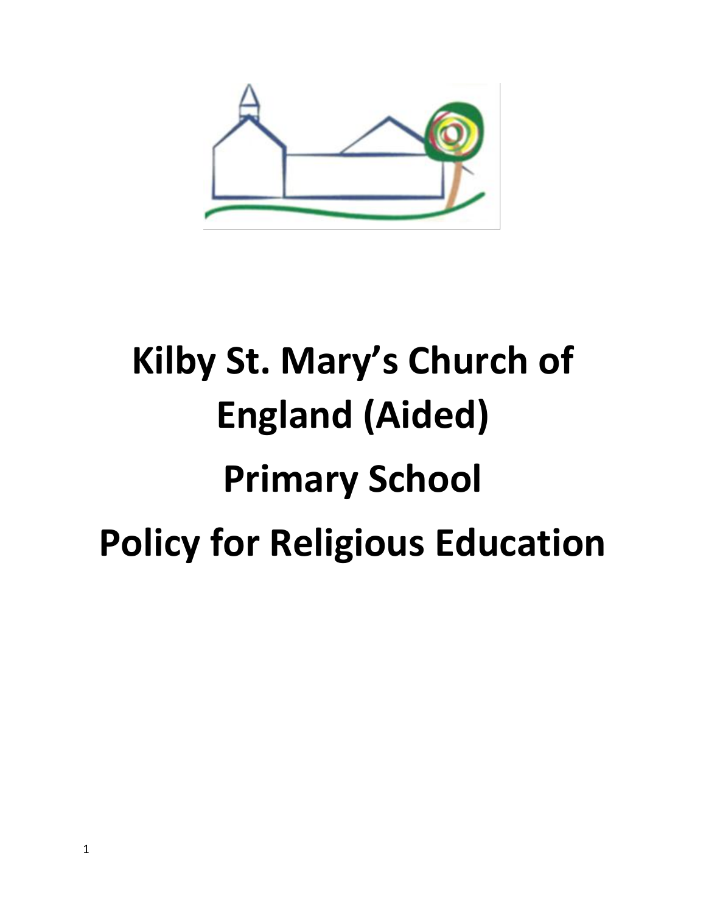# Kilby St. Mary's Church of England (Aided)

# Primary School

# Policy for Religious Education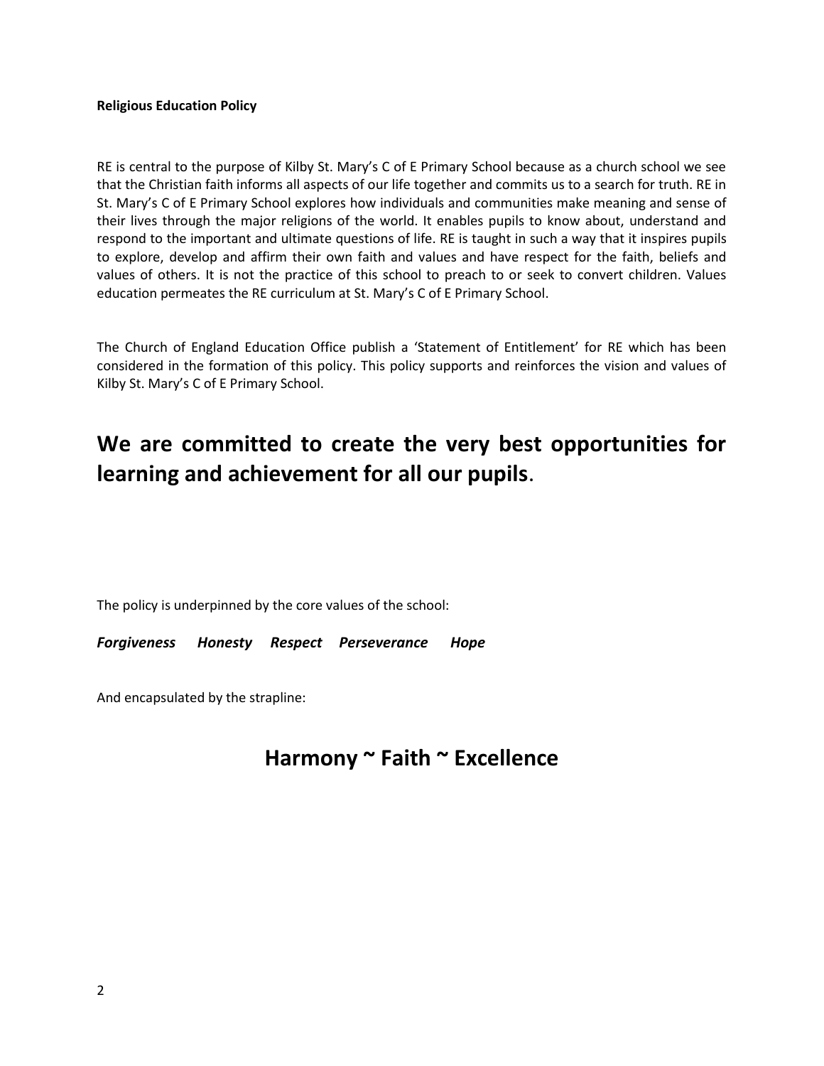**Religious Education Policy**

RE is central to the purpose of Kilby St. Mary's C of E Primary School because as a church school we see that the Christian faith informs all aspects of our life together and commits us to a search for truth. RE in St. Mary's C of E Primary School explores how individuals and communities make meaning and sense of their lives through the major religions of the world. It enables pupils to know about, understand and respond to the important and ultimate questions of life. RE is taught in such a way that it inspires pupils to explore, develop and affirm their own faith and values and have respect for the faith, beliefs and values of others. It is not the practice of this school to preach to or seek to convert children. Values education permeates the RE curriculum at St. Mary's C of E Primary School.

The Church of England Education Office publish a 'Statement of Entitlement' for RE which has been considered in the formation of this policy. This policy supports and reinforces the vision and values of Kilby St. Mary's C of E Primary School.

## We are committed to create the very best opportunities for learning and achievement for all our pupils.

The policy is underpinned by the core values of the school:

***Forgiveness Honesty Respect Perseverance Hope***

And encapsulated by the strapline:

## Harmony ~ Faith ~ Excellence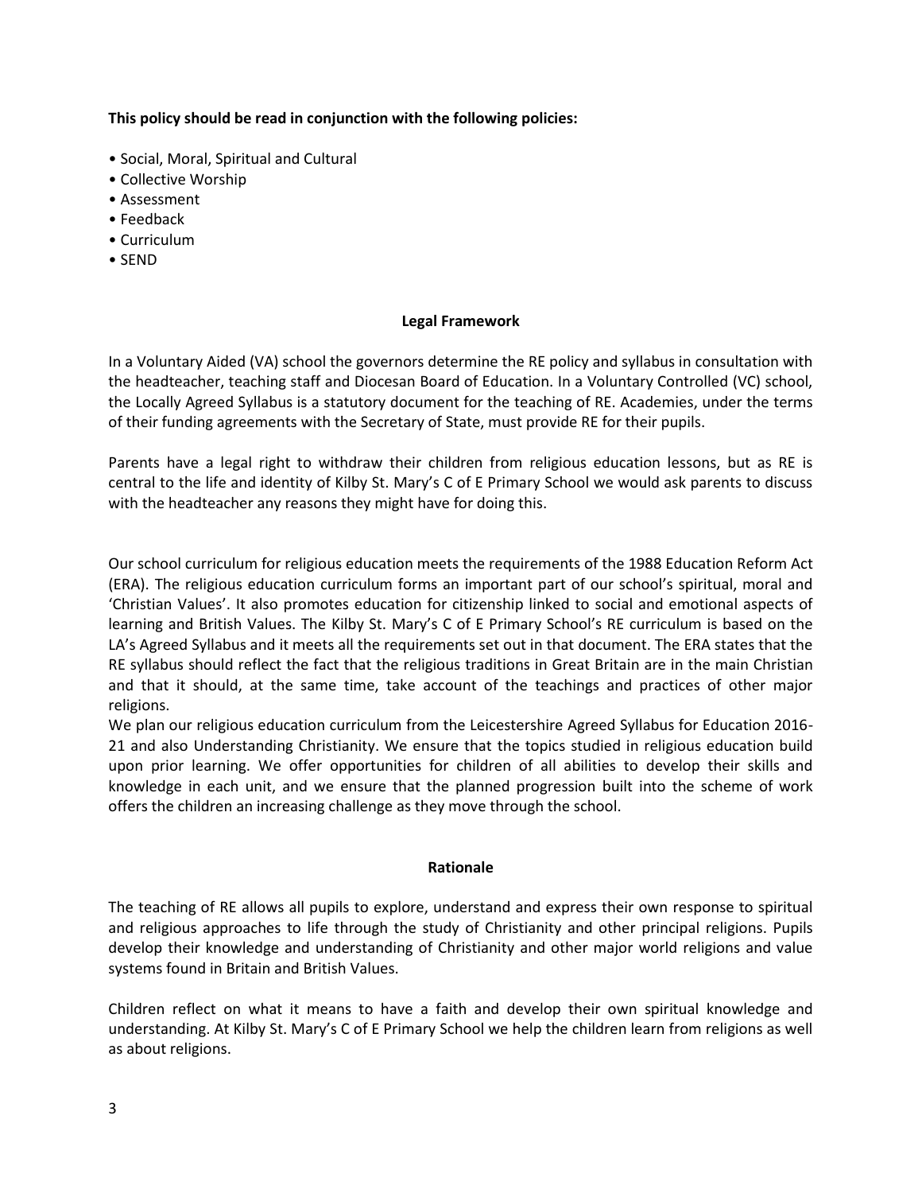**This policy should be read in conjunction with the following policies:**

- Social, Moral, Spiritual and Cultural
- Collective Worship
- Assessment
- Feedback
- Curriculum
- SEND

## Legal Framework

In a Voluntary Aided (VA) school the governors determine the RE policy and syllabus in consultation with the headteacher, teaching staff and Diocesan Board of Education. In a Voluntary Controlled (VC) school, the Locally Agreed Syllabus is a statutory document for the teaching of RE. Academies, under the terms of their funding agreements with the Secretary of State, must provide RE for their pupils.

Parents have a legal right to withdraw their children from religious education lessons, but as RE is central to the life and identity of Kilby St. Mary's C of E Primary School we would ask parents to discuss with the headteacher any reasons they might have for doing this.

Our school curriculum for religious education meets the requirements of the 1988 Education Reform Act (ERA). The religious education curriculum forms an important part of our school's spiritual, moral and 'Christian Values'. It also promotes education for citizenship linked to social and emotional aspects of learning and British Values. The Kilby St. Mary's C of E Primary School's RE curriculum is based on the LA's Agreed Syllabus and it meets all the requirements set out in that document. The ERA states that the RE syllabus should reflect the fact that the religious traditions in Great Britain are in the main Christian and that it should, at the same time, take account of the teachings and practices of other major religions.

We plan our religious education curriculum from the Leicestershire Agreed Syllabus for Education 2016-21 and also Understanding Christianity. We ensure that the topics studied in religious education build upon prior learning. We offer opportunities for children of all abilities to develop their skills and knowledge in each unit, and we ensure that the planned progression built into the scheme of work offers the children an increasing challenge as they move through the school.

## Rationale

The teaching of RE allows all pupils to explore, understand and express their own response to spiritual and religious approaches to life through the study of Christianity and other principal religions. Pupils develop their knowledge and understanding of Christianity and other major world religions and value systems found in Britain and British Values.

Children reflect on what it means to have a faith and develop their own spiritual knowledge and understanding. At Kilby St. Mary's C of E Primary School we help the children learn from religions as well as about religions.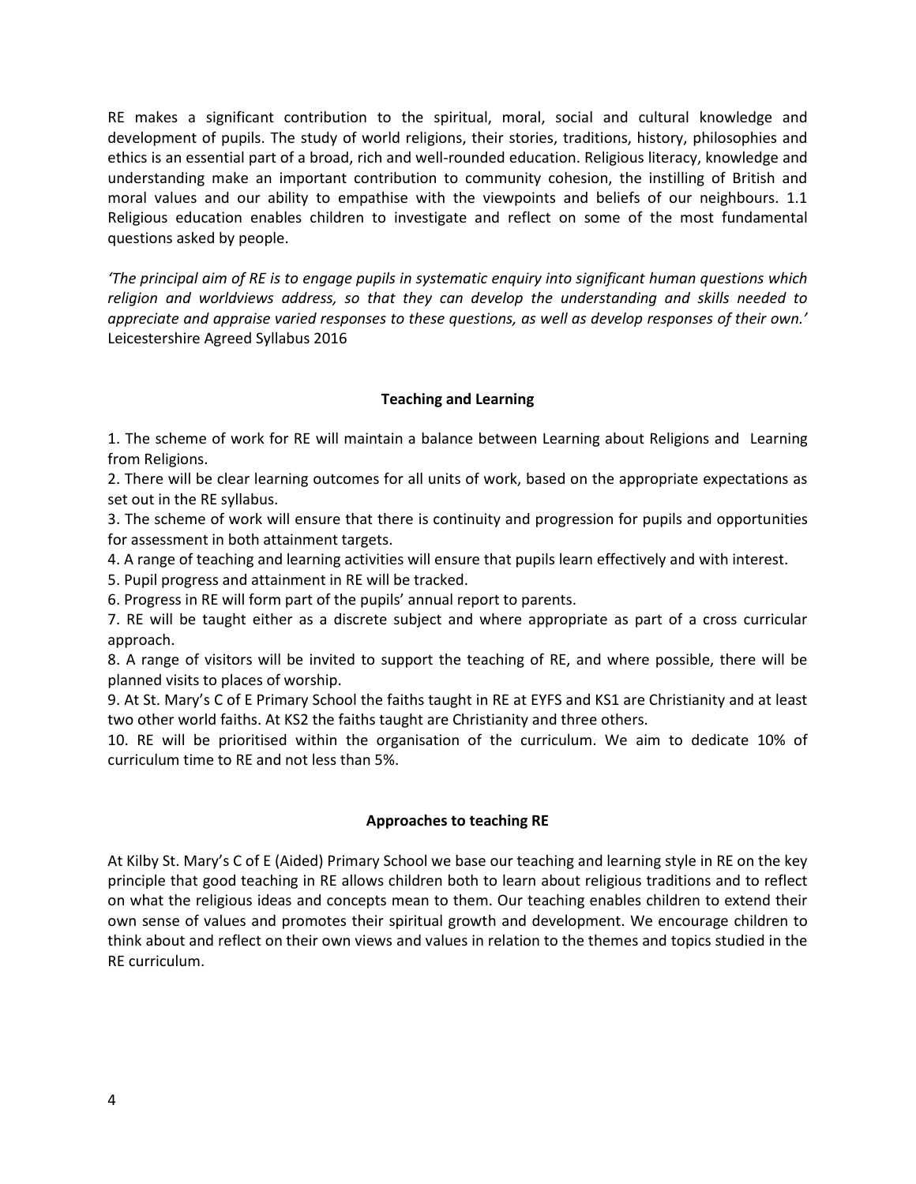RE makes a significant contribution to the spiritual, moral, social and cultural knowledge and development of pupils. The study of world religions, their stories, traditions, history, philosophies and ethics is an essential part of a broad, rich and well-rounded education. Religious literacy, knowledge and understanding make an important contribution to community cohesion, the instilling of British and moral values and our ability to empathise with the viewpoints and beliefs of our neighbours. 1.1 Religious education enables children to investigate and reflect on some of the most fundamental questions asked by people.

*'The principal aim of RE is to engage pupils in systematic enquiry into significant human questions which religion and worldviews address, so that they can develop the understanding and skills needed to appreciate and appraise varied responses to these questions, as well as develop responses of their own.'* Leicestershire Agreed Syllabus 2016

## Teaching and Learning

1. The scheme of work for RE will maintain a balance between Learning about Religions and Learning from Religions.
2. There will be clear learning outcomes for all units of work, based on the appropriate expectations as set out in the RE syllabus.
3. The scheme of work will ensure that there is continuity and progression for pupils and opportunities for assessment in both attainment targets.
4. A range of teaching and learning activities will ensure that pupils learn effectively and with interest.
5. Pupil progress and attainment in RE will be tracked.
6. Progress in RE will form part of the pupils' annual report to parents.
7. RE will be taught either as a discrete subject and where appropriate as part of a cross curricular approach.
8. A range of visitors will be invited to support the teaching of RE, and where possible, there will be planned visits to places of worship.
9. At St. Mary's C of E Primary School the faiths taught in RE at EYFS and KS1 are Christianity and at least two other world faiths. At KS2 the faiths taught are Christianity and three others.
10. RE will be prioritised within the organisation of the curriculum. We aim to dedicate 10% of curriculum time to RE and not less than 5%.

## Approaches to teaching RE

At Kilby St. Mary's C of E (Aided) Primary School we base our teaching and learning style in RE on the key principle that good teaching in RE allows children both to learn about religious traditions and to reflect on what the religious ideas and concepts mean to them. Our teaching enables children to extend their own sense of values and promotes their spiritual growth and development. We encourage children to think about and reflect on their own views and values in relation to the themes and topics studied in the RE curriculum.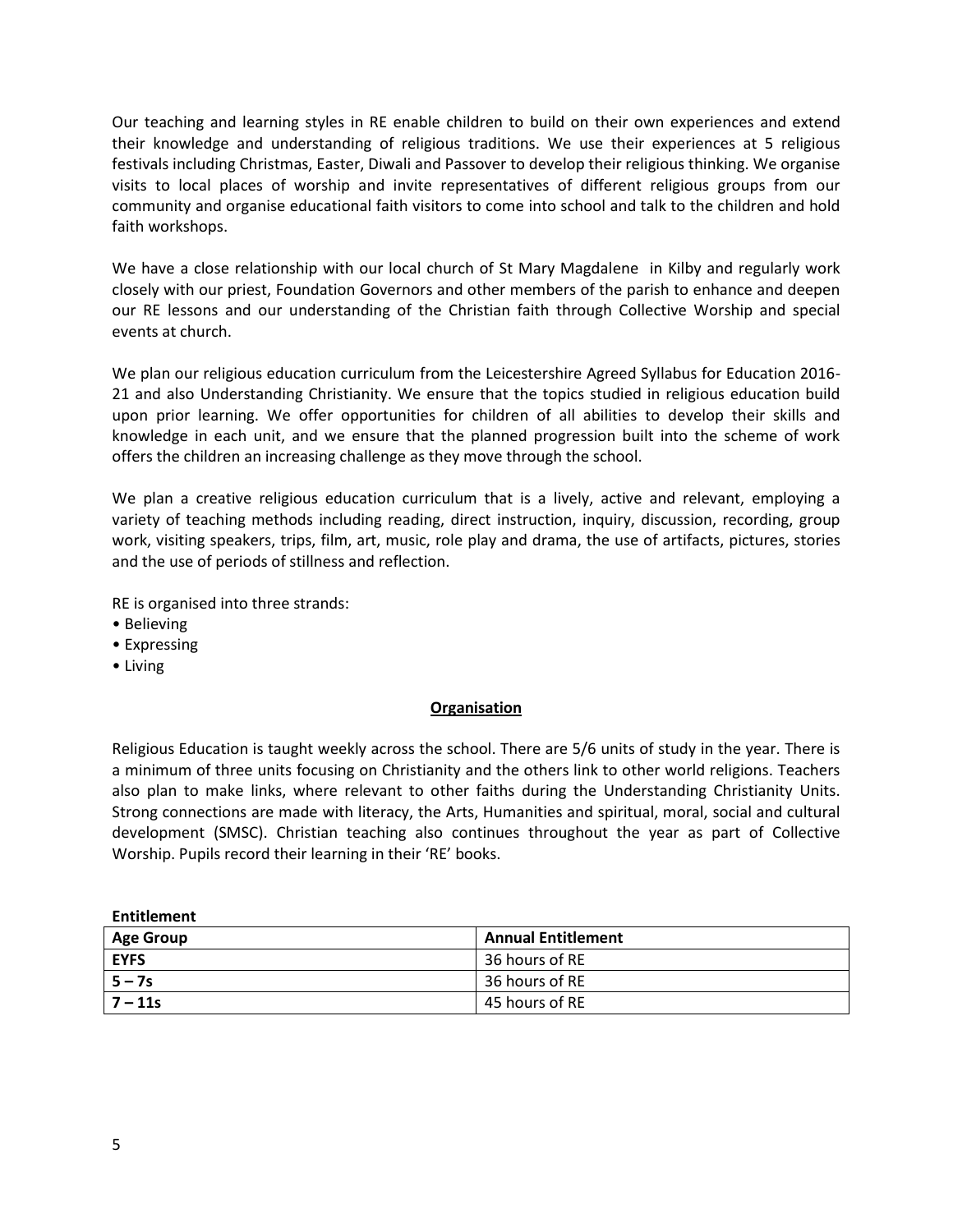Our teaching and learning styles in RE enable children to build on their own experiences and extend their knowledge and understanding of religious traditions. We use their experiences at 5 religious festivals including Christmas, Easter, Diwali and Passover to develop their religious thinking. We organise visits to local places of worship and invite representatives of different religious groups from our community and organise educational faith visitors to come into school and talk to the children and hold faith workshops.

We have a close relationship with our local church of St Mary Magdalene in Kilby and regularly work closely with our priest, Foundation Governors and other members of the parish to enhance and deepen our RE lessons and our understanding of the Christian faith through Collective Worship and special events at church.

We plan our religious education curriculum from the Leicestershire Agreed Syllabus for Education 2016-21 and also Understanding Christianity. We ensure that the topics studied in religious education build upon prior learning. We offer opportunities for children of all abilities to develop their skills and knowledge in each unit, and we ensure that the planned progression built into the scheme of work offers the children an increasing challenge as they move through the school.

We plan a creative religious education curriculum that is a lively, active and relevant, employing a variety of teaching methods including reading, direct instruction, inquiry, discussion, recording, group work, visiting speakers, trips, film, art, music, role play and drama, the use of artifacts, pictures, stories and the use of periods of stillness and reflection.

RE is organised into three strands:

- Believing
- Expressing
- Living

## Organisation

Religious Education is taught weekly across the school. There are 5/6 units of study in the year. There is a minimum of three units focusing on Christianity and the others link to other world religions. Teachers also plan to make links, where relevant to other faiths during the Understanding Christianity Units. Strong connections are made with literacy, the Arts, Humanities and spiritual, moral, social and cultural development (SMSC). Christian teaching also continues throughout the year as part of Collective Worship. Pupils record their learning in their 'RE' books.

**Entitlement**

| Age Group | Annual Entitlement |
|---|---|
| **EYFS** | 36 hours of RE |
| **5 – 7s** | 36 hours of RE |
| **7 – 11s** | 45 hours of RE |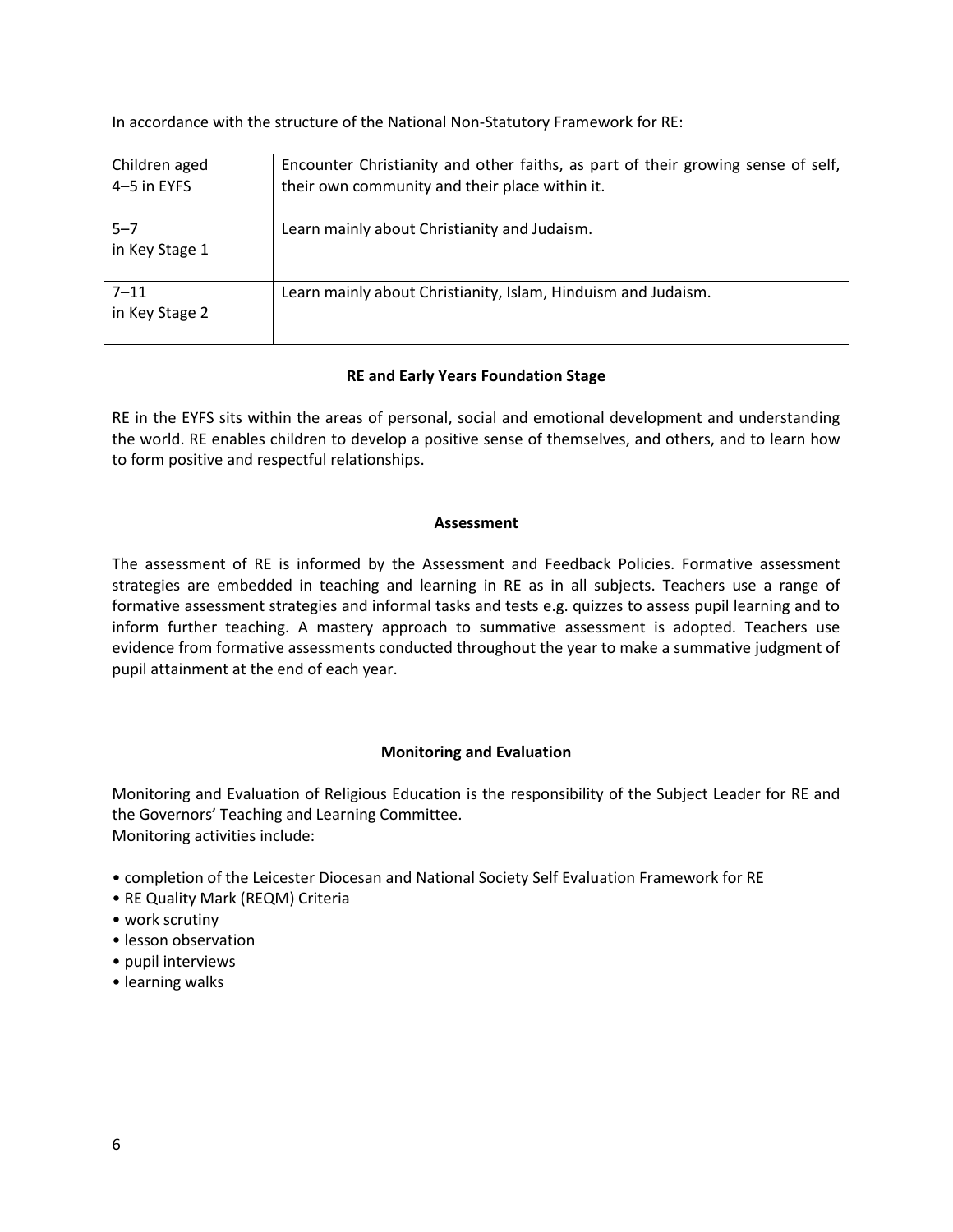In accordance with the structure of the National Non-Statutory Framework for RE:

| Children aged 4–5 in EYFS | Encounter Christianity and other faiths, as part of their growing sense of self, their own community and their place within it. |
|---|---|
| 5–7 in Key Stage 1 | Learn mainly about Christianity and Judaism. |
| 7–11 in Key Stage 2 | Learn mainly about Christianity, Islam, Hinduism and Judaism. |

## RE and Early Years Foundation Stage

RE in the EYFS sits within the areas of personal, social and emotional development and understanding the world. RE enables children to develop a positive sense of themselves, and others, and to learn how to form positive and respectful relationships.

## Assessment

The assessment of RE is informed by the Assessment and Feedback Policies. Formative assessment strategies are embedded in teaching and learning in RE as in all subjects. Teachers use a range of formative assessment strategies and informal tasks and tests e.g. quizzes to assess pupil learning and to inform further teaching. A mastery approach to summative assessment is adopted. Teachers use evidence from formative assessments conducted throughout the year to make a summative judgment of pupil attainment at the end of each year.

## Monitoring and Evaluation

Monitoring and Evaluation of Religious Education is the responsibility of the Subject Leader for RE and the Governors' Teaching and Learning Committee.
Monitoring activities include:

- completion of the Leicester Diocesan and National Society Self Evaluation Framework for RE
- RE Quality Mark (REQM) Criteria
- work scrutiny
- lesson observation
- pupil interviews
- learning walks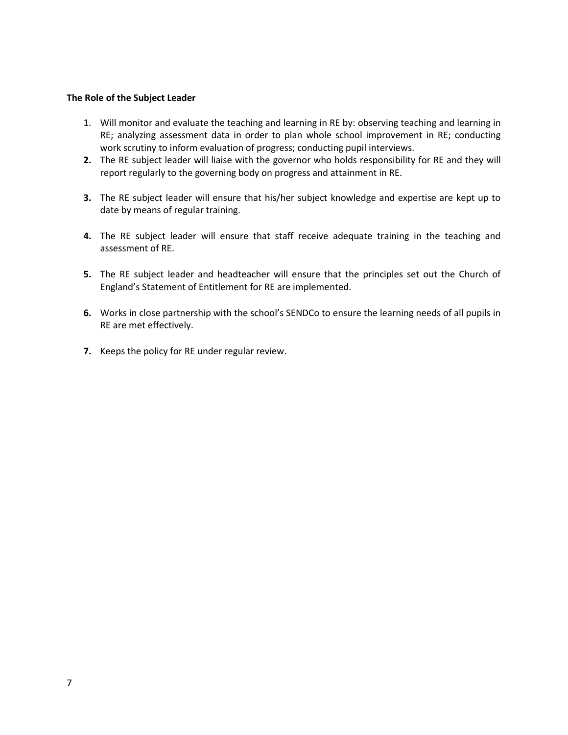**The Role of the Subject Leader**

1. Will monitor and evaluate the teaching and learning in RE by: observing teaching and learning in RE; analyzing assessment data in order to plan whole school improvement in RE; conducting work scrutiny to inform evaluation of progress; conducting pupil interviews.
2. The RE subject leader will liaise with the governor who holds responsibility for RE and they will report regularly to the governing body on progress and attainment in RE.
3. The RE subject leader will ensure that his/her subject knowledge and expertise are kept up to date by means of regular training.
4. The RE subject leader will ensure that staff receive adequate training in the teaching and assessment of RE.
5. The RE subject leader and headteacher will ensure that the principles set out the Church of England's Statement of Entitlement for RE are implemented.
6. Works in close partnership with the school's SENDCo to ensure the learning needs of all pupils in RE are met effectively.
7. Keeps the policy for RE under regular review.